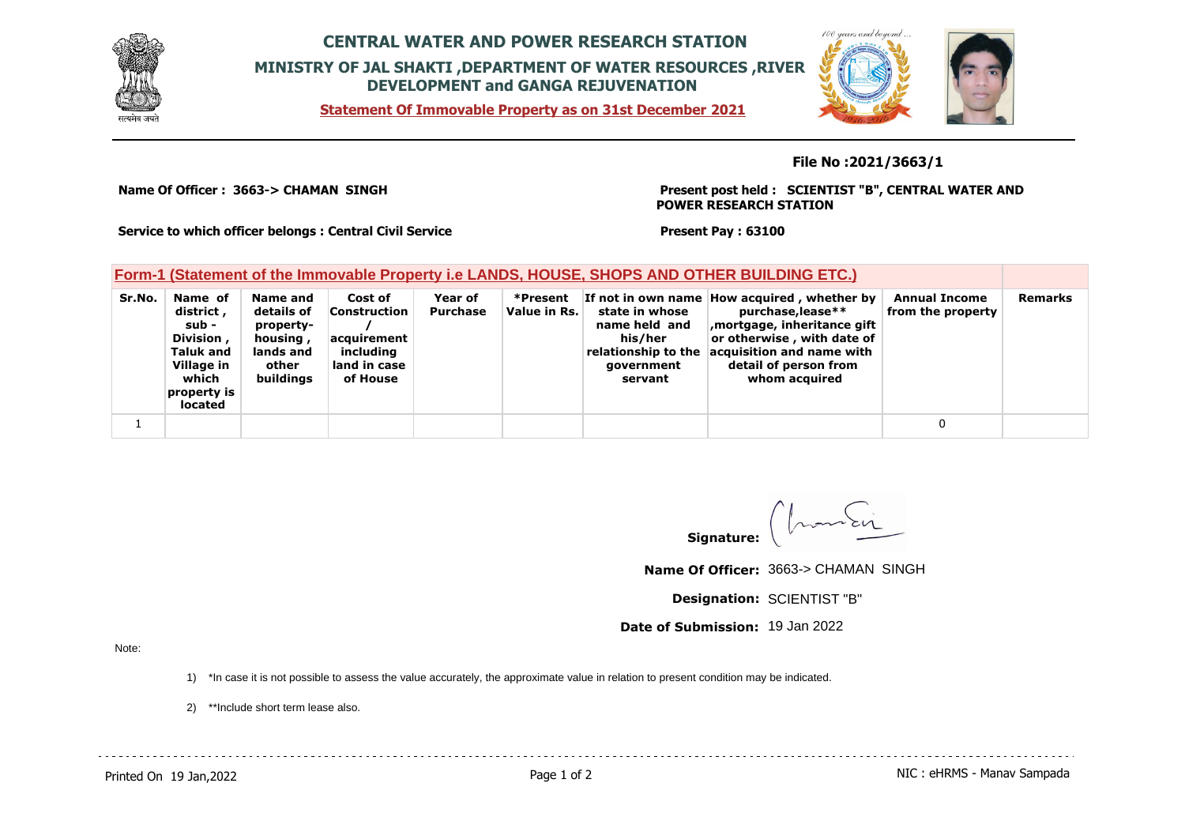# CENTRAL WATER AND POWER RESEARCH STATION

## MINISTRY OF JAL SHAKTI ,DEPARTMENT OF WATER RESOURCES ,RIVER DEVELOPMENT and GANGA REJUVENATION

**Statement Of Immovable Property as on 31st December 2021**

**File No :2021/3663/1**

**Name Of Officer : 3663-> CHAMAN SINGH**

**Present post held : SCIENTIST "B", CENTRAL WATER AND POWER RESEARCH STATION**

**Service to which officer belongs : Central Civil Service**

**Present Pay : 63100**

### Form-1 (Statement of the Immovable Property i.e LANDS, HOUSE, SHOPS AND OTHER BUILDING ETC.)

| Sr.No. | Name of district , sub - Division , Taluk and Village in which property is located | Name and details of property-housing , lands and other buildings | Cost of Construction / acquirement including land in case of House | Year of Purchase | *Present Value in Rs. | If not in own name state in whose name held and his/her relationship to the government servant | How acquired , whether by purchase,lease** ,mortgage, inheritance gift or otherwise , with date of acquisition and name with detail of person from whom acquired | Annual Income from the property | Remarks |
|---|---|---|---|---|---|---|---|---|---|
| 1 | | | | | | | | 0 | |

**Signature:**

**Name Of Officer:** 3663-> CHAMAN SINGH

**Designation:** SCIENTIST "B"

**Date of Submission:** 19 Jan 2022

Note:

1) *In case it is not possible to assess the value accurately, the approximate value in relation to present condition may be indicated.

2) **Include short term lease also.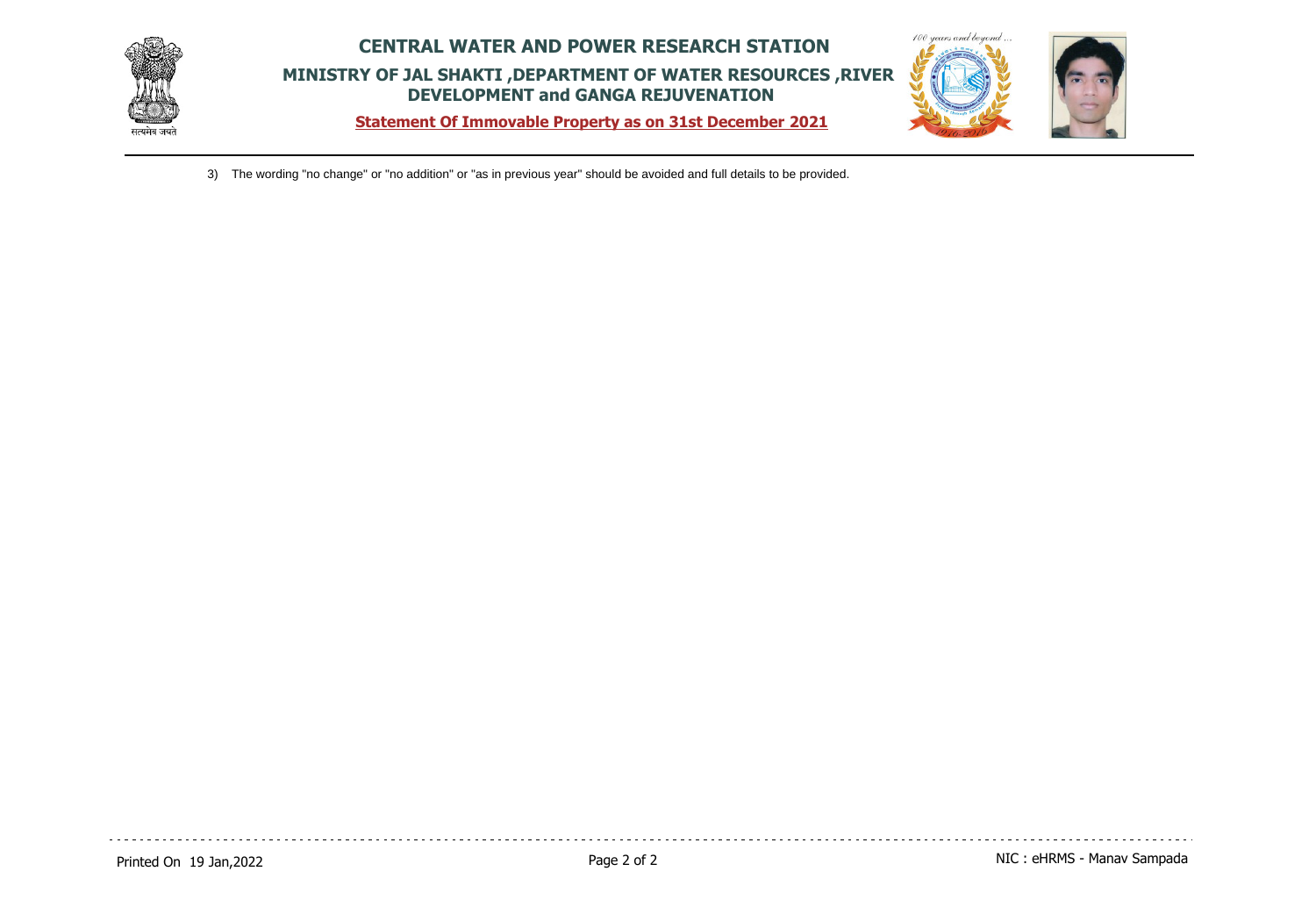# CENTRAL WATER AND POWER RESEARCH STATION

## MINISTRY OF JAL SHAKTI ,DEPARTMENT OF WATER RESOURCES ,RIVER DEVELOPMENT and GANGA REJUVENATION

**Statement Of Immovable Property as on 31st December 2021**

3) The wording "no change" or "no addition" or "as in previous year" should be avoided and full details to be provided.

Printed On 19 Jan,2022

NIC : eHRMS - Manav Sampada